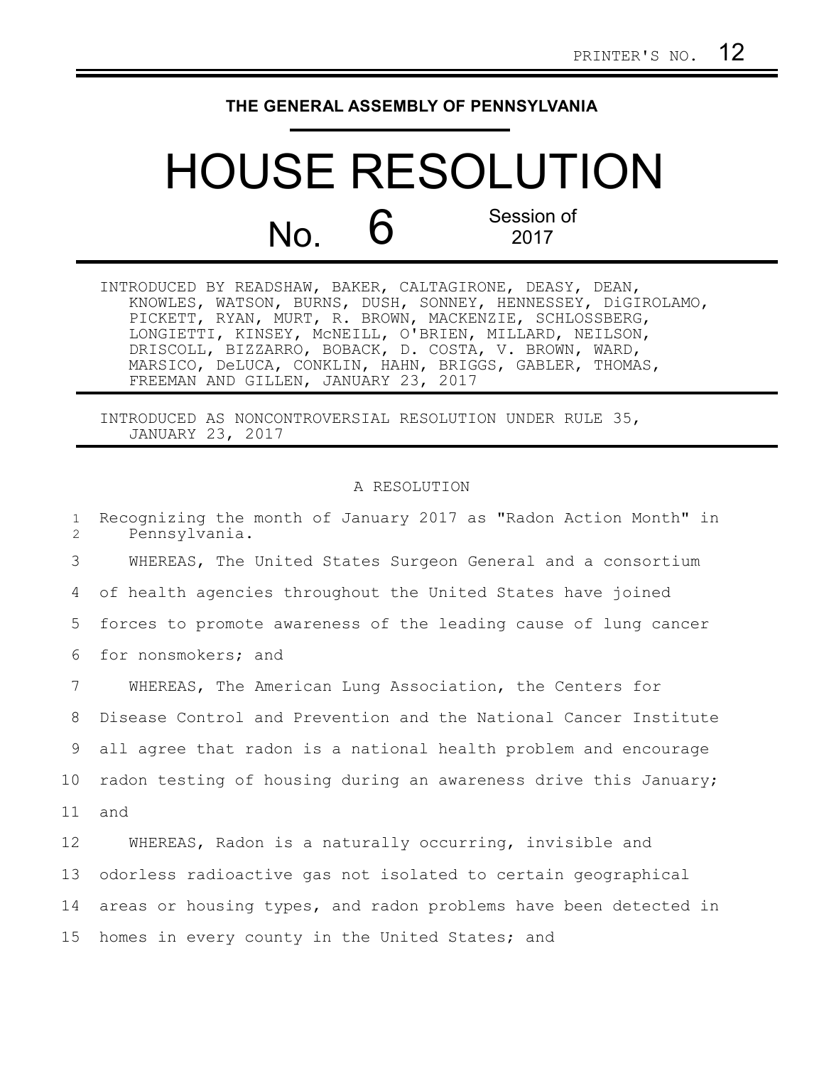PRINTER'S NO. 12

THE GENERAL ASSEMBLY OF PENNSYLVANIA

# HOUSE RESOLUTION

## No. 6

Session of 2017

INTRODUCED BY READSHAW, BAKER, CALTAGIRONE, DEASY, DEAN, KNOWLES, WATSON, BURNS, DUSH, SONNEY, HENNESSEY, DiGIROLAMO, PICKETT, RYAN, MURT, R. BROWN, MACKENZIE, SCHLOSSBERG, LONGIETTI, KINSEY, McNEILL, O'BRIEN, MILLARD, NEILSON, DRISCOLL, BIZZARRO, BOBACK, D. COSTA, V. BROWN, WARD, MARSICO, DeLUCA, CONKLIN, HAHN, BRIGGS, GABLER, THOMAS, FREEMAN AND GILLEN, JANUARY 23, 2017

INTRODUCED AS NONCONTROVERSIAL RESOLUTION UNDER RULE 35, JANUARY 23, 2017

A RESOLUTION

1 Recognizing the month of January 2017 as "Radon Action Month" in
2 Pennsylvania.

3 WHEREAS, The United States Surgeon General and a consortium
4 of health agencies throughout the United States have joined
5 forces to promote awareness of the leading cause of lung cancer
6 for nonsmokers; and

7 WHEREAS, The American Lung Association, the Centers for
8 Disease Control and Prevention and the National Cancer Institute
9 all agree that radon is a national health problem and encourage
10 radon testing of housing during an awareness drive this January;
11 and

12 WHEREAS, Radon is a naturally occurring, invisible and
13 odorless radioactive gas not isolated to certain geographical
14 areas or housing types, and radon problems have been detected in
15 homes in every county in the United States; and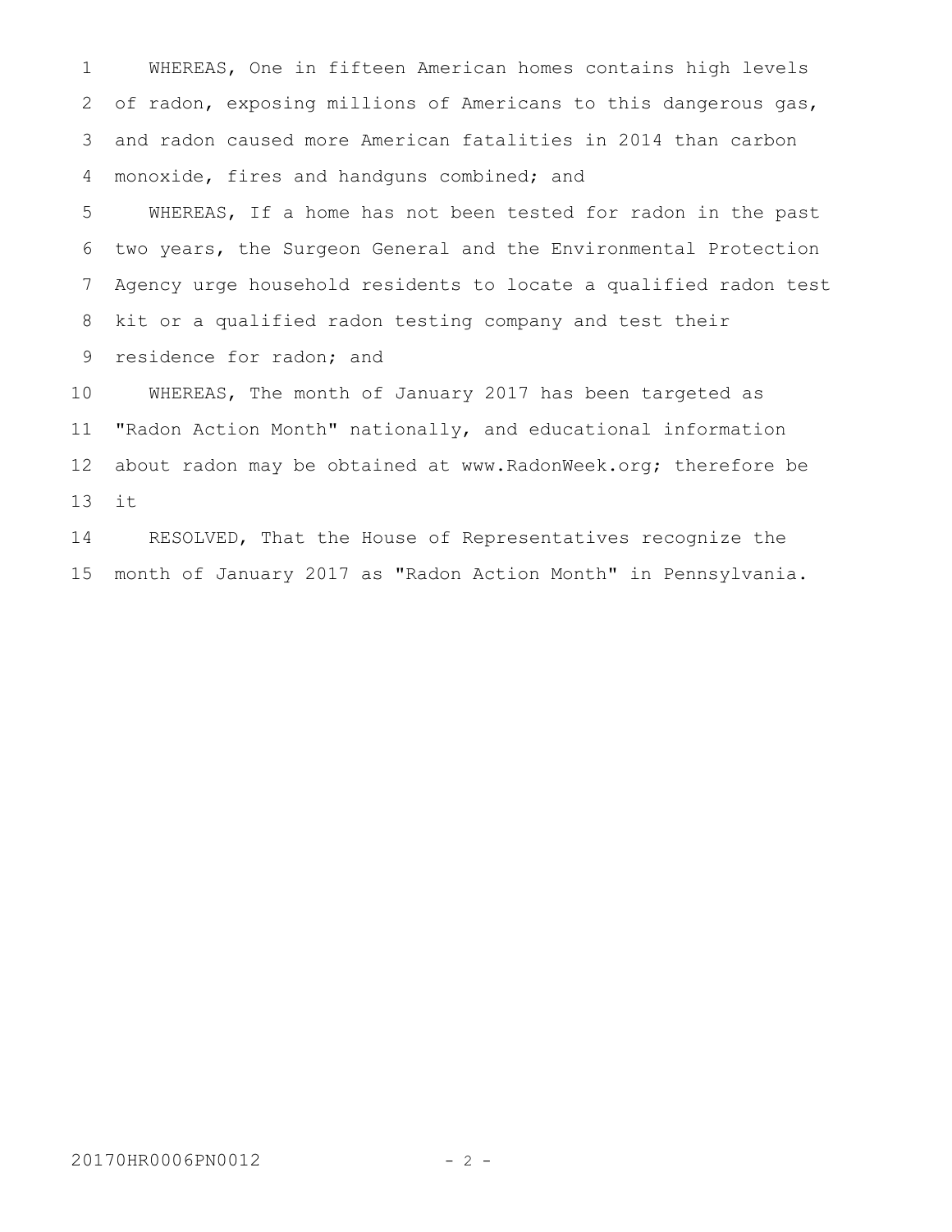WHEREAS, One in fifteen American homes contains high levels of radon, exposing millions of Americans to this dangerous gas, and radon caused more American fatalities in 2014 than carbon monoxide, fires and handguns combined; and

WHEREAS, If a home has not been tested for radon in the past two years, the Surgeon General and the Environmental Protection Agency urge household residents to locate a qualified radon test kit or a qualified radon testing company and test their residence for radon; and

WHEREAS, The month of January 2017 has been targeted as "Radon Action Month" nationally, and educational information about radon may be obtained at www.RadonWeek.org; therefore be it

RESOLVED, That the House of Representatives recognize the month of January 2017 as "Radon Action Month" in Pennsylvania.